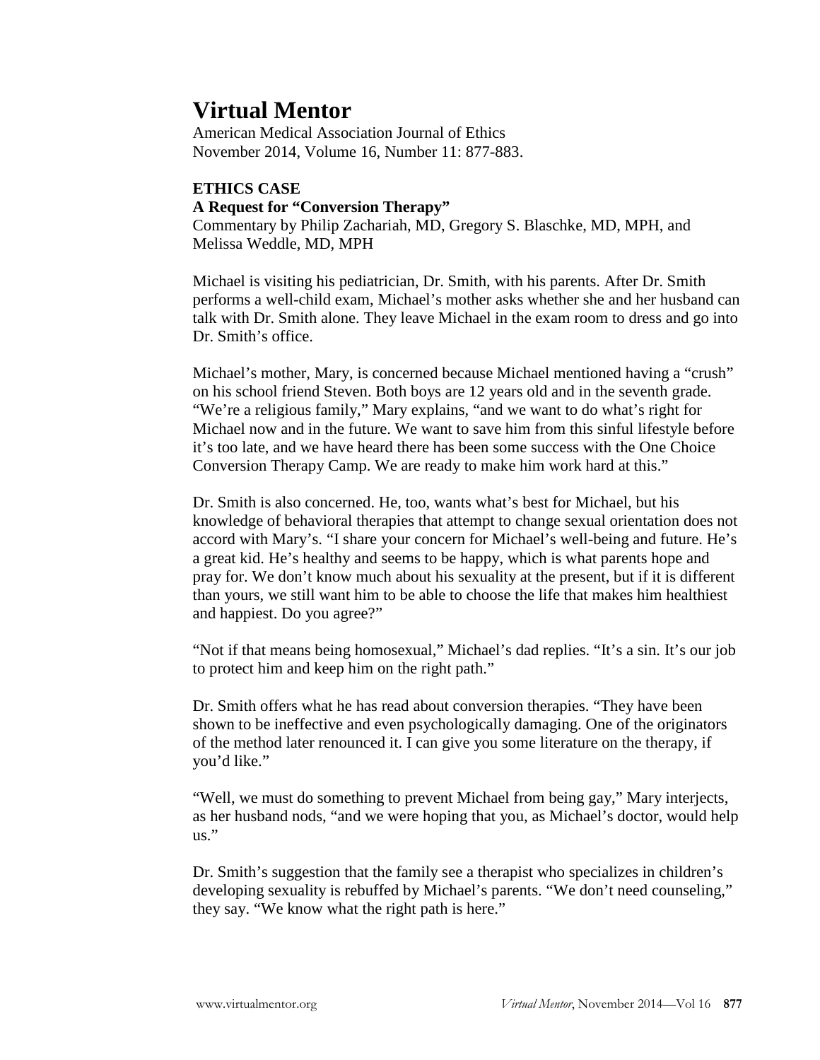# Virtual Mentor

American Medical Association Journal of Ethics
November 2014, Volume 16, Number 11: 877-883.

## ETHICS CASE

### A Request for "Conversion Therapy"

Commentary by Philip Zachariah, MD, Gregory S. Blaschke, MD, MPH, and Melissa Weddle, MD, MPH

Michael is visiting his pediatrician, Dr. Smith, with his parents. After Dr. Smith performs a well-child exam, Michael's mother asks whether she and her husband can talk with Dr. Smith alone. They leave Michael in the exam room to dress and go into Dr. Smith's office.

Michael's mother, Mary, is concerned because Michael mentioned having a "crush" on his school friend Steven. Both boys are 12 years old and in the seventh grade. "We're a religious family," Mary explains, "and we want to do what's right for Michael now and in the future. We want to save him from this sinful lifestyle before it's too late, and we have heard there has been some success with the One Choice Conversion Therapy Camp. We are ready to make him work hard at this."

Dr. Smith is also concerned. He, too, wants what's best for Michael, but his knowledge of behavioral therapies that attempt to change sexual orientation does not accord with Mary's. "I share your concern for Michael's well-being and future. He's a great kid. He's healthy and seems to be happy, which is what parents hope and pray for. We don't know much about his sexuality at the present, but if it is different than yours, we still want him to be able to choose the life that makes him healthiest and happiest. Do you agree?"

"Not if that means being homosexual," Michael's dad replies. "It's a sin. It's our job to protect him and keep him on the right path."

Dr. Smith offers what he has read about conversion therapies. "They have been shown to be ineffective and even psychologically damaging. One of the originators of the method later renounced it. I can give you some literature on the therapy, if you'd like."

"Well, we must do something to prevent Michael from being gay," Mary interjects, as her husband nods, "and we were hoping that you, as Michael's doctor, would help us."

Dr. Smith's suggestion that the family see a therapist who specializes in children's developing sexuality is rebuffed by Michael's parents. "We don't need counseling," they say. "We know what the right path is here."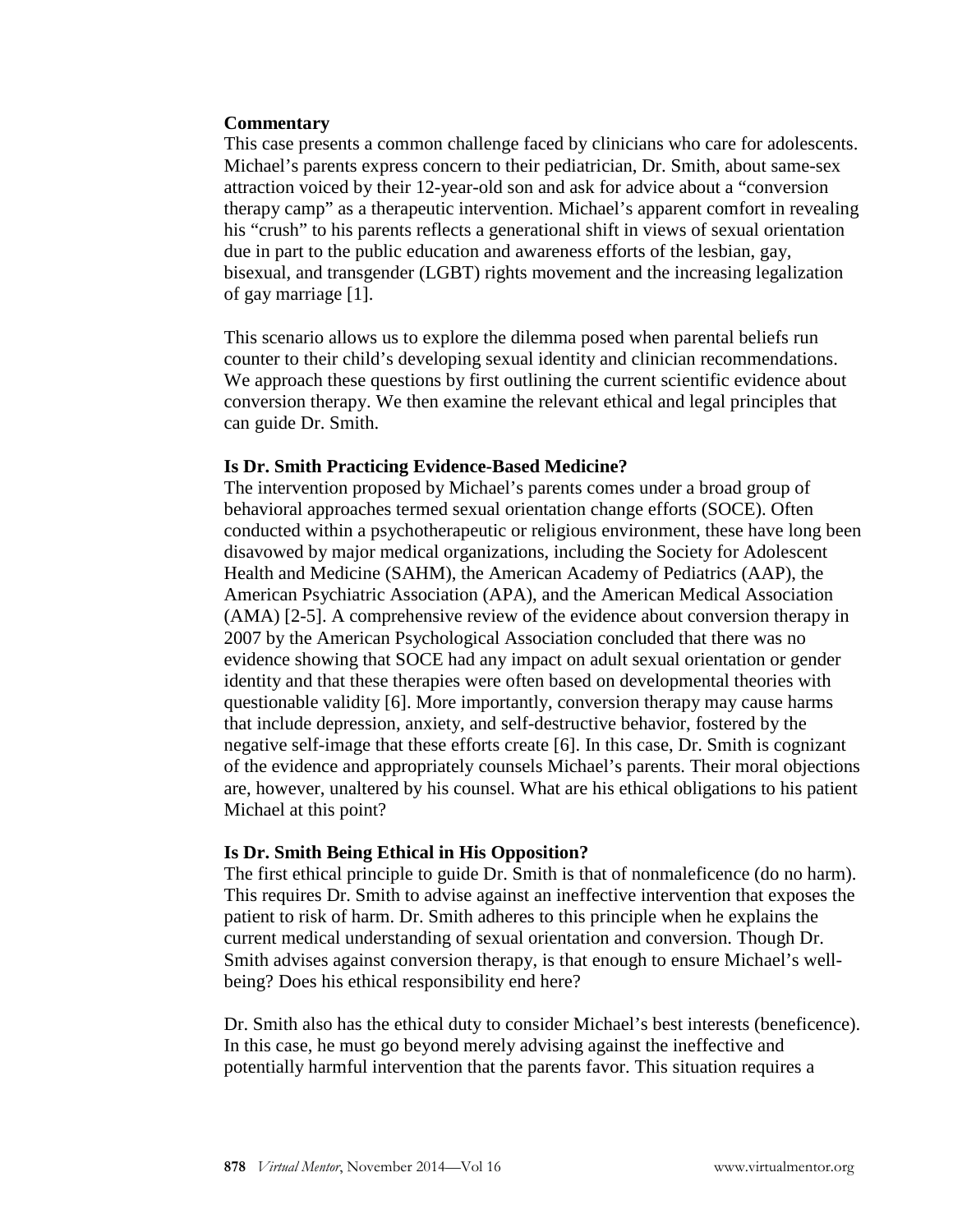**Commentary**

This case presents a common challenge faced by clinicians who care for adolescents. Michael's parents express concern to their pediatrician, Dr. Smith, about same-sex attraction voiced by their 12-year-old son and ask for advice about a "conversion therapy camp" as a therapeutic intervention. Michael's apparent comfort in revealing his "crush" to his parents reflects a generational shift in views of sexual orientation due in part to the public education and awareness efforts of the lesbian, gay, bisexual, and transgender (LGBT) rights movement and the increasing legalization of gay marriage [1].

This scenario allows us to explore the dilemma posed when parental beliefs run counter to their child's developing sexual identity and clinician recommendations. We approach these questions by first outlining the current scientific evidence about conversion therapy. We then examine the relevant ethical and legal principles that can guide Dr. Smith.

**Is Dr. Smith Practicing Evidence-Based Medicine?**

The intervention proposed by Michael's parents comes under a broad group of behavioral approaches termed sexual orientation change efforts (SOCE). Often conducted within a psychotherapeutic or religious environment, these have long been disavowed by major medical organizations, including the Society for Adolescent Health and Medicine (SAHM), the American Academy of Pediatrics (AAP), the American Psychiatric Association (APA), and the American Medical Association (AMA) [2-5]. A comprehensive review of the evidence about conversion therapy in 2007 by the American Psychological Association concluded that there was no evidence showing that SOCE had any impact on adult sexual orientation or gender identity and that these therapies were often based on developmental theories with questionable validity [6]. More importantly, conversion therapy may cause harms that include depression, anxiety, and self-destructive behavior, fostered by the negative self-image that these efforts create [6]. In this case, Dr. Smith is cognizant of the evidence and appropriately counsels Michael's parents. Their moral objections are, however, unaltered by his counsel. What are his ethical obligations to his patient Michael at this point?

**Is Dr. Smith Being Ethical in His Opposition?**

The first ethical principle to guide Dr. Smith is that of nonmaleficence (do no harm). This requires Dr. Smith to advise against an ineffective intervention that exposes the patient to risk of harm. Dr. Smith adheres to this principle when he explains the current medical understanding of sexual orientation and conversion. Though Dr. Smith advises against conversion therapy, is that enough to ensure Michael's well-being? Does his ethical responsibility end here?

Dr. Smith also has the ethical duty to consider Michael's best interests (beneficence). In this case, he must go beyond merely advising against the ineffective and potentially harmful intervention that the parents favor. This situation requires a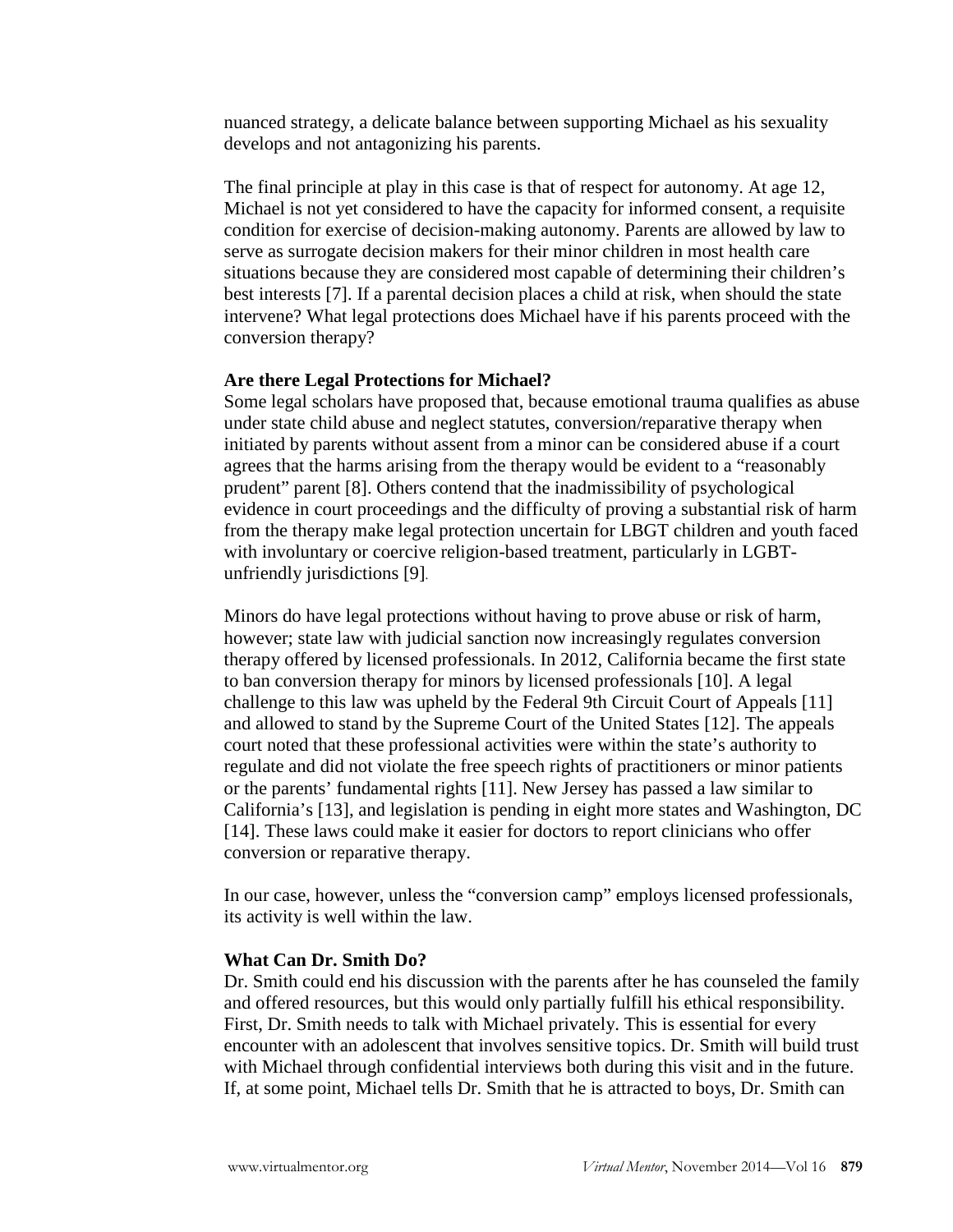nuanced strategy, a delicate balance between supporting Michael as his sexuality develops and not antagonizing his parents.

The final principle at play in this case is that of respect for autonomy. At age 12, Michael is not yet considered to have the capacity for informed consent, a requisite condition for exercise of decision-making autonomy. Parents are allowed by law to serve as surrogate decision makers for their minor children in most health care situations because they are considered most capable of determining their children's best interests [7]. If a parental decision places a child at risk, when should the state intervene? What legal protections does Michael have if his parents proceed with the conversion therapy?

**Are there Legal Protections for Michael?**

Some legal scholars have proposed that, because emotional trauma qualifies as abuse under state child abuse and neglect statutes, conversion/reparative therapy when initiated by parents without assent from a minor can be considered abuse if a court agrees that the harms arising from the therapy would be evident to a "reasonably prudent" parent [8]. Others contend that the inadmissibility of psychological evidence in court proceedings and the difficulty of proving a substantial risk of harm from the therapy make legal protection uncertain for LBGT children and youth faced with involuntary or coercive religion-based treatment, particularly in LGBT-unfriendly jurisdictions [9].

Minors do have legal protections without having to prove abuse or risk of harm, however; state law with judicial sanction now increasingly regulates conversion therapy offered by licensed professionals. In 2012, California became the first state to ban conversion therapy for minors by licensed professionals [10]. A legal challenge to this law was upheld by the Federal 9th Circuit Court of Appeals [11] and allowed to stand by the Supreme Court of the United States [12]. The appeals court noted that these professional activities were within the state's authority to regulate and did not violate the free speech rights of practitioners or minor patients or the parents' fundamental rights [11]. New Jersey has passed a law similar to California's [13], and legislation is pending in eight more states and Washington, DC [14]. These laws could make it easier for doctors to report clinicians who offer conversion or reparative therapy.

In our case, however, unless the "conversion camp" employs licensed professionals, its activity is well within the law.

**What Can Dr. Smith Do?**

Dr. Smith could end his discussion with the parents after he has counseled the family and offered resources, but this would only partially fulfill his ethical responsibility. First, Dr. Smith needs to talk with Michael privately. This is essential for every encounter with an adolescent that involves sensitive topics. Dr. Smith will build trust with Michael through confidential interviews both during this visit and in the future. If, at some point, Michael tells Dr. Smith that he is attracted to boys, Dr. Smith can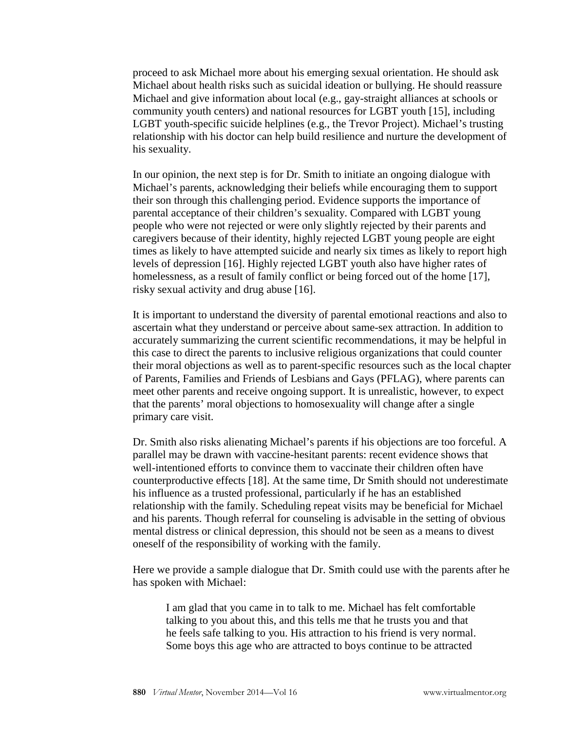proceed to ask Michael more about his emerging sexual orientation. He should ask Michael about health risks such as suicidal ideation or bullying. He should reassure Michael and give information about local (e.g., gay-straight alliances at schools or community youth centers) and national resources for LGBT youth [15], including LGBT youth-specific suicide helplines (e.g., the Trevor Project). Michael's trusting relationship with his doctor can help build resilience and nurture the development of his sexuality.

In our opinion, the next step is for Dr. Smith to initiate an ongoing dialogue with Michael's parents, acknowledging their beliefs while encouraging them to support their son through this challenging period. Evidence supports the importance of parental acceptance of their children's sexuality. Compared with LGBT young people who were not rejected or were only slightly rejected by their parents and caregivers because of their identity, highly rejected LGBT young people are eight times as likely to have attempted suicide and nearly six times as likely to report high levels of depression [16]. Highly rejected LGBT youth also have higher rates of homelessness, as a result of family conflict or being forced out of the home [17], risky sexual activity and drug abuse [16].

It is important to understand the diversity of parental emotional reactions and also to ascertain what they understand or perceive about same-sex attraction. In addition to accurately summarizing the current scientific recommendations, it may be helpful in this case to direct the parents to inclusive religious organizations that could counter their moral objections as well as to parent-specific resources such as the local chapter of Parents, Families and Friends of Lesbians and Gays (PFLAG), where parents can meet other parents and receive ongoing support. It is unrealistic, however, to expect that the parents' moral objections to homosexuality will change after a single primary care visit.

Dr. Smith also risks alienating Michael's parents if his objections are too forceful. A parallel may be drawn with vaccine-hesitant parents: recent evidence shows that well-intentioned efforts to convince them to vaccinate their children often have counterproductive effects [18]. At the same time, Dr Smith should not underestimate his influence as a trusted professional, particularly if he has an established relationship with the family. Scheduling repeat visits may be beneficial for Michael and his parents. Though referral for counseling is advisable in the setting of obvious mental distress or clinical depression, this should not be seen as a means to divest oneself of the responsibility of working with the family.

Here we provide a sample dialogue that Dr. Smith could use with the parents after he has spoken with Michael:

> I am glad that you came in to talk to me. Michael has felt comfortable talking to you about this, and this tells me that he trusts you and that he feels safe talking to you. His attraction to his friend is very normal. Some boys this age who are attracted to boys continue to be attracted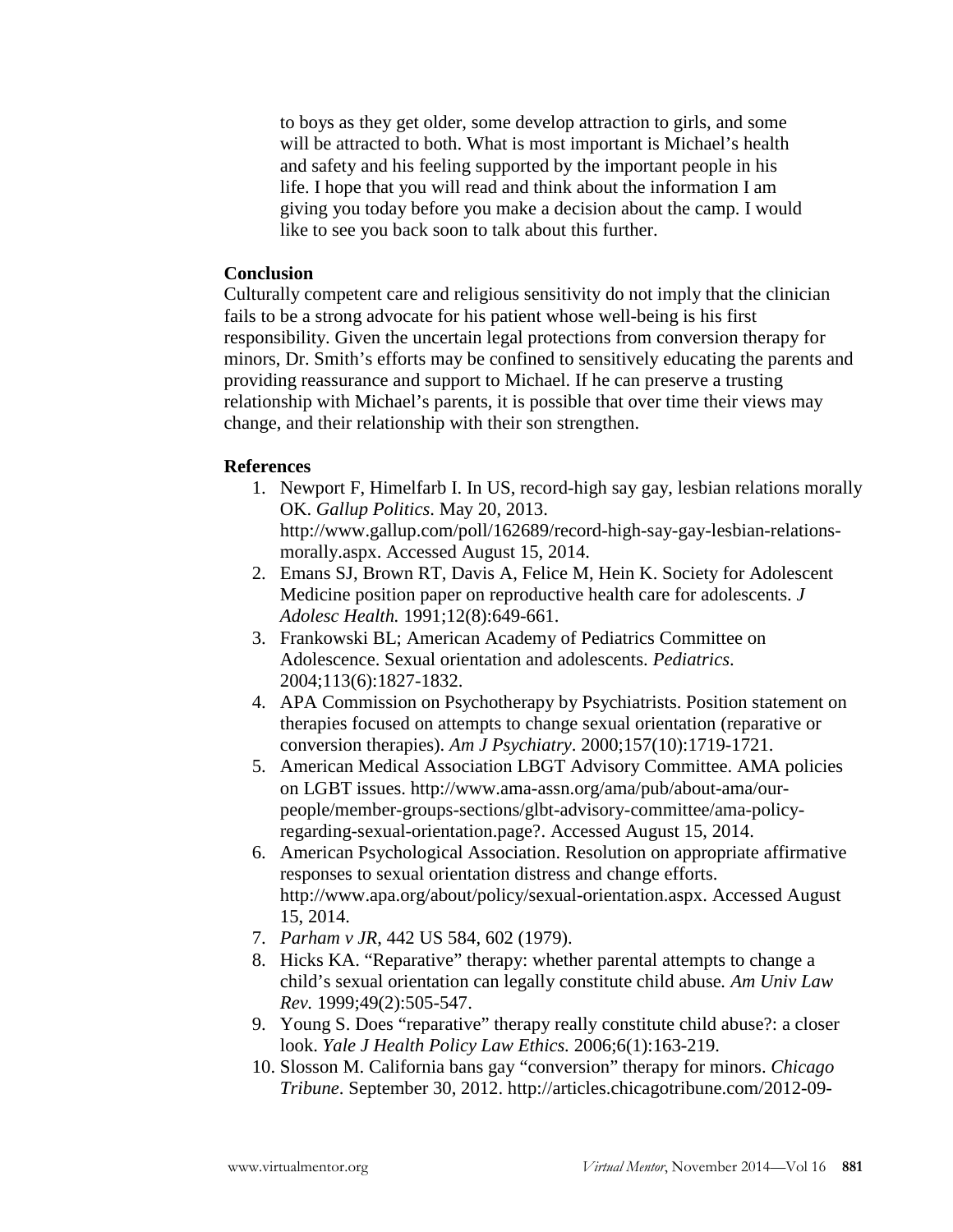to boys as they get older, some develop attraction to girls, and some will be attracted to both. What is most important is Michael's health and safety and his feeling supported by the important people in his life. I hope that you will read and think about the information I am giving you today before you make a decision about the camp. I would like to see you back soon to talk about this further.

**Conclusion**

Culturally competent care and religious sensitivity do not imply that the clinician fails to be a strong advocate for his patient whose well-being is his first responsibility. Given the uncertain legal protections from conversion therapy for minors, Dr. Smith's efforts may be confined to sensitively educating the parents and providing reassurance and support to Michael. If he can preserve a trusting relationship with Michael's parents, it is possible that over time their views may change, and their relationship with their son strengthen.

**References**

1. Newport F, Himelfarb I. In US, record-high say gay, lesbian relations morally OK. *Gallup Politics*. May 20, 2013. http://www.gallup.com/poll/162689/record-high-say-gay-lesbian-relations-morally.aspx. Accessed August 15, 2014.
2. Emans SJ, Brown RT, Davis A, Felice M, Hein K. Society for Adolescent Medicine position paper on reproductive health care for adolescents. *J Adolesc Health.* 1991;12(8):649-661.
3. Frankowski BL; American Academy of Pediatrics Committee on Adolescence. Sexual orientation and adolescents. *Pediatrics*. 2004;113(6):1827-1832.
4. APA Commission on Psychotherapy by Psychiatrists. Position statement on therapies focused on attempts to change sexual orientation (reparative or conversion therapies). *Am J Psychiatry*. 2000;157(10):1719-1721.
5. American Medical Association LBGT Advisory Committee. AMA policies on LGBT issues. http://www.ama-assn.org/ama/pub/about-ama/our-people/member-groups-sections/glbt-advisory-committee/ama-policy-regarding-sexual-orientation.page?. Accessed August 15, 2014.
6. American Psychological Association. Resolution on appropriate affirmative responses to sexual orientation distress and change efforts. http://www.apa.org/about/policy/sexual-orientation.aspx. Accessed August 15, 2014.
7. *Parham v JR*, 442 US 584, 602 (1979).
8. Hicks KA. "Reparative" therapy: whether parental attempts to change a child's sexual orientation can legally constitute child abuse. *Am Univ Law Rev.* 1999;49(2):505-547.
9. Young S. Does "reparative" therapy really constitute child abuse?: a closer look. *Yale J Health Policy Law Ethics.* 2006;6(1):163-219.
10. Slosson M. California bans gay "conversion" therapy for minors. *Chicago Tribune*. September 30, 2012. http://articles.chicagotribune.com/2012-09-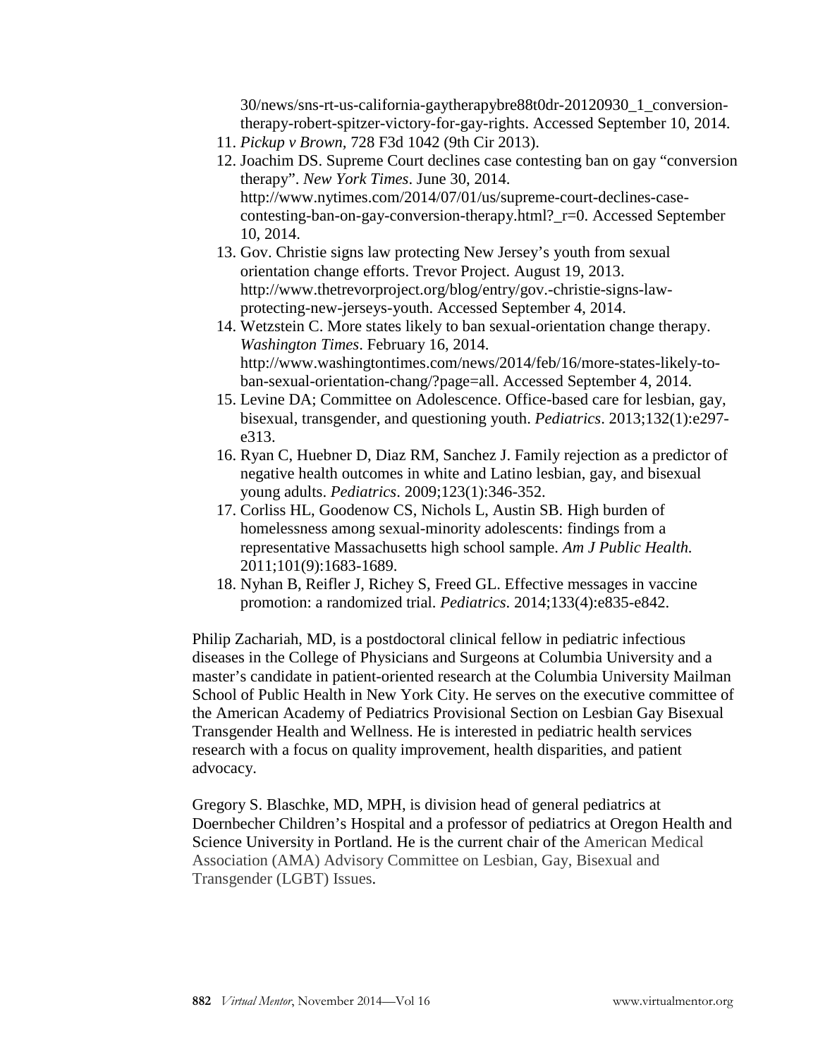30/news/sns-rt-us-california-gaytherapybre88t0dr-20120930_1_conversion-therapy-robert-spitzer-victory-for-gay-rights. Accessed September 10, 2014.

11. *Pickup v Brown*, 728 F3d 1042 (9th Cir 2013).
12. Joachim DS. Supreme Court declines case contesting ban on gay "conversion therapy". *New York Times*. June 30, 2014. http://www.nytimes.com/2014/07/01/us/supreme-court-declines-case-contesting-ban-on-gay-conversion-therapy.html?_r=0. Accessed September 10, 2014.
13. Gov. Christie signs law protecting New Jersey's youth from sexual orientation change efforts. Trevor Project. August 19, 2013. http://www.thetrevorproject.org/blog/entry/gov.-christie-signs-law-protecting-new-jerseys-youth. Accessed September 4, 2014.
14. Wetzstein C. More states likely to ban sexual-orientation change therapy. *Washington Times*. February 16, 2014. http://www.washingtontimes.com/news/2014/feb/16/more-states-likely-to-ban-sexual-orientation-chang/?page=all. Accessed September 4, 2014.
15. Levine DA; Committee on Adolescence. Office-based care for lesbian, gay, bisexual, transgender, and questioning youth. *Pediatrics*. 2013;132(1):e297-e313.
16. Ryan C, Huebner D, Diaz RM, Sanchez J. Family rejection as a predictor of negative health outcomes in white and Latino lesbian, gay, and bisexual young adults. *Pediatrics*. 2009;123(1):346-352.
17. Corliss HL, Goodenow CS, Nichols L, Austin SB. High burden of homelessness among sexual-minority adolescents: findings from a representative Massachusetts high school sample. *Am J Public Health.* 2011;101(9):1683-1689.
18. Nyhan B, Reifler J, Richey S, Freed GL. Effective messages in vaccine promotion: a randomized trial. *Pediatrics.* 2014;133(4):e835-e842.

Philip Zachariah, MD, is a postdoctoral clinical fellow in pediatric infectious diseases in the College of Physicians and Surgeons at Columbia University and a master's candidate in patient-oriented research at the Columbia University Mailman School of Public Health in New York City. He serves on the executive committee of the American Academy of Pediatrics Provisional Section on Lesbian Gay Bisexual Transgender Health and Wellness. He is interested in pediatric health services research with a focus on quality improvement, health disparities, and patient advocacy.

Gregory S. Blaschke, MD, MPH, is division head of general pediatrics at Doernbecher Children's Hospital and a professor of pediatrics at Oregon Health and Science University in Portland. He is the current chair of the American Medical Association (AMA) Advisory Committee on Lesbian, Gay, Bisexual and Transgender (LGBT) Issues.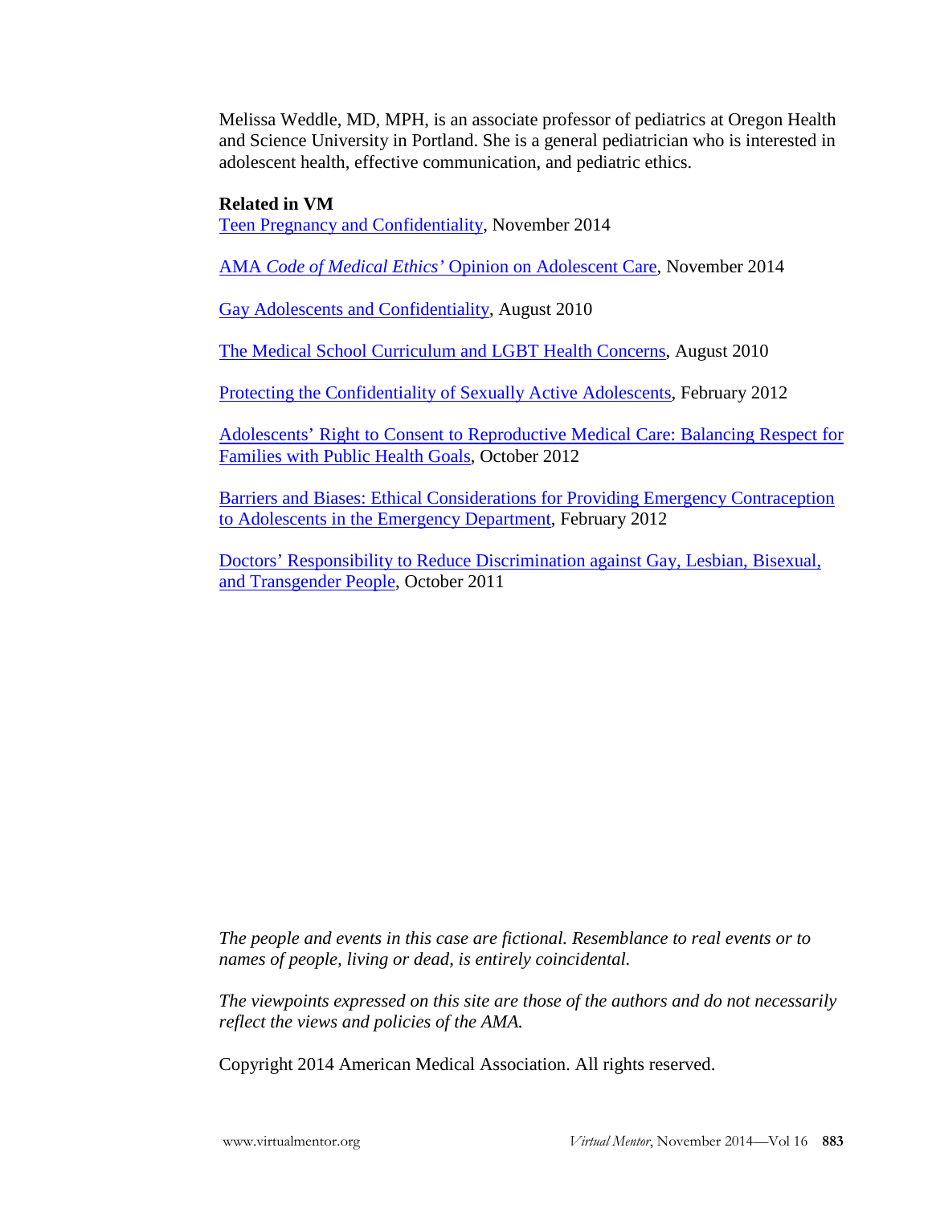Melissa Weddle, MD, MPH, is an associate professor of pediatrics at Oregon Health and Science University in Portland. She is a general pediatrician who is interested in adolescent health, effective communication, and pediatric ethics.

**Related in VM**

Teen Pregnancy and Confidentiality, November 2014

AMA *Code of Medical Ethics'* Opinion on Adolescent Care, November 2014

Gay Adolescents and Confidentiality, August 2010

The Medical School Curriculum and LGBT Health Concerns, August 2010

Protecting the Confidentiality of Sexually Active Adolescents, February 2012

Adolescents' Right to Consent to Reproductive Medical Care: Balancing Respect for Families with Public Health Goals, October 2012

Barriers and Biases: Ethical Considerations for Providing Emergency Contraception to Adolescents in the Emergency Department, February 2012

Doctors' Responsibility to Reduce Discrimination against Gay, Lesbian, Bisexual, and Transgender People, October 2011

*The people and events in this case are fictional. Resemblance to real events or to names of people, living or dead, is entirely coincidental.*

*The viewpoints expressed on this site are those of the authors and do not necessarily reflect the views and policies of the AMA.*

Copyright 2014 American Medical Association. All rights reserved.